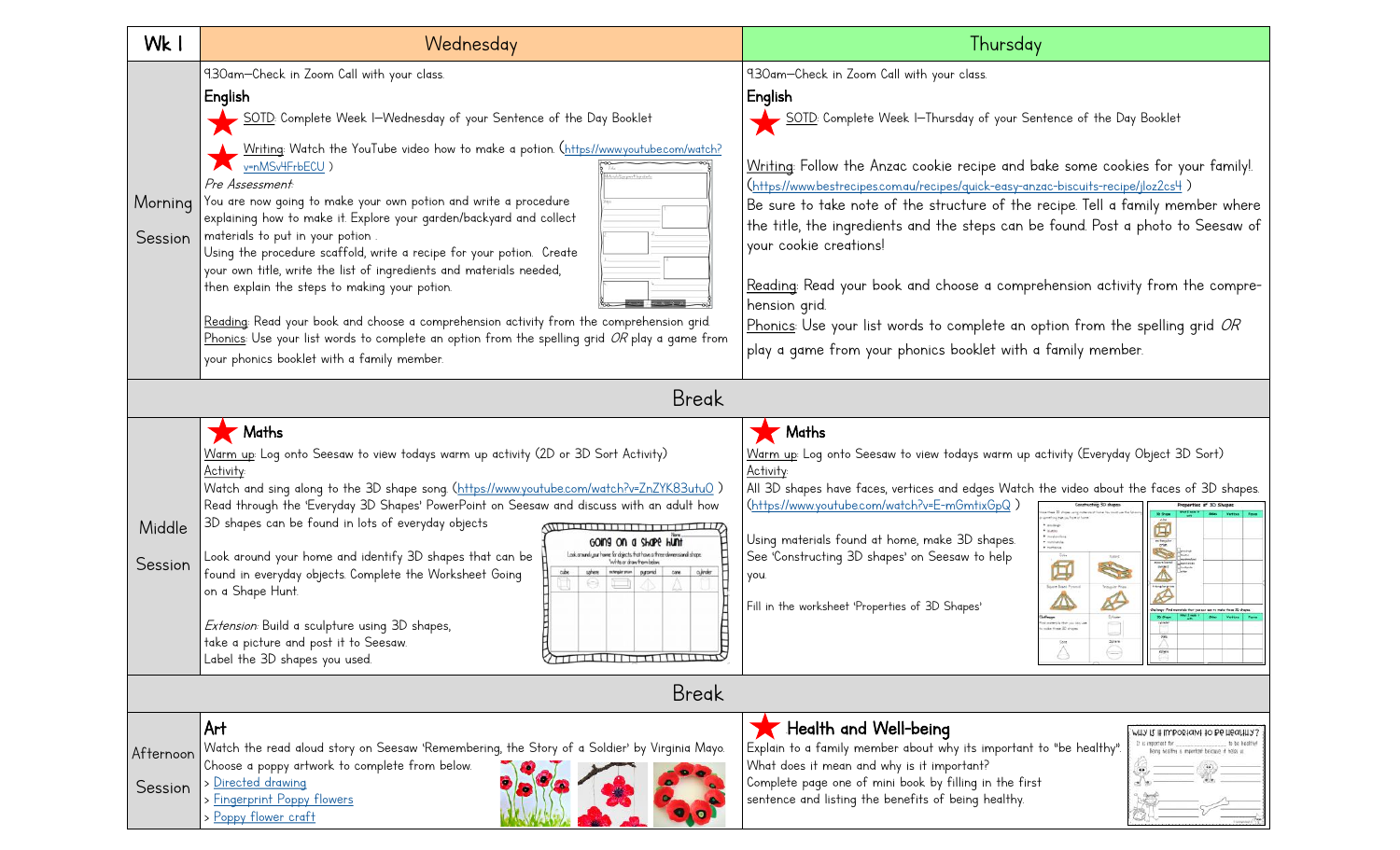| Wk 1 | Wednesday | Thursday |
|---|---|---|
| Morning Session | 9:30am—Check in Zoom Call with your class.<br>**English**<br>★ SOTD: Complete Week 1—Wednesday of your Sentence of the Day Booklet<br>★ Writing: Watch the YouTube video how to make a potion. (https://www.youtube.com/watch?v=nMSv4FrbECU )<br>*Pre Assessment:*<br>You are now going to make your own potion and write a procedure explaining how to make it. Explore your garden/backyard and collect materials to put in your potion .<br>Using the procedure scaffold, write a recipe for your potion. Create your own title, write the list of ingredients and materials needed, then explain the steps to making your potion.<br>Reading: Read your book and choose a comprehension activity from the comprehension grid.<br>Phonics: Use your list words to complete an option from the spelling grid *OR* play a game from your phonics booklet with a family member. | 9:30am—Check in Zoom Call with your class.<br>**English**<br>★ SOTD: Complete Week 1—Thursday of your Sentence of the Day Booklet<br>Writing: Follow the Anzac cookie recipe and bake some cookies for your family! (https://www.bestrecipes.com.au/recipes/quick-easy-anzac-biscuits-recipe/jloz2cs4 )<br>Be sure to take note of the structure of the recipe. Tell a family member where the title, the ingredients and the steps can be found. Post a photo to Seesaw of your cookie creations!<br>Reading: Read your book and choose a comprehension activity from the comprehension grid.<br>Phonics: Use your list words to complete an option from the spelling grid *OR* play a game from your phonics booklet with a family member. |
| Break | | |
| Middle Session | ★ **Maths**<br>Warm up: Log onto Seesaw to view todays warm up activity (2D or 3D Sort Activity)<br>Activity:<br>Watch and sing along to the 3D shape song (https://www.youtube.com/watch?v=ZnZYK83utuO )<br>Read through the 'Everyday 3D Shapes' PowerPoint on Seesaw and discuss with an adult how 3D shapes can be found in lots of everyday objects<br>Look around your home and identify 3D shapes that can be found in everyday objects. Complete the Worksheet Going on a Shape Hunt.<br>*Extension:* Build a sculpture using 3D shapes, take a picture and post it to Seesaw. Label the 3D shapes you used. | ★ **Maths**<br>Warm up: Log onto Seesaw to view todays warm up activity (Everyday Object 3D Sort)<br>Activity:<br>All 3D shapes have faces, vertices and edges Watch the video about the faces of 3D shapes. (https://www.youtube.com/watch?v=E-mGmtixGpQ )<br>Using materials found at home, make 3D shapes. See 'Constructing 3D shapes' on Seesaw to help you.<br>Fill in the worksheet 'Properties of 3D Shapes' |
| Break | | |
| Afternoon Session | **Art**<br>Watch the read aloud story on Seesaw 'Remembering, the Story of a Soldier' by Virginia Mayo.<br>Choose a poppy artwork to complete from below.<br>> Directed drawing<br>> Fingerprint Poppy flowers<br>> Poppy flower craft | ★ **Health and Well-being**<br>Explain to a family member about why its important to "be healthy".<br>What does it mean and why is it important?<br>Complete page one of mini book by filling in the first sentence and listing the benefits of being healthy. |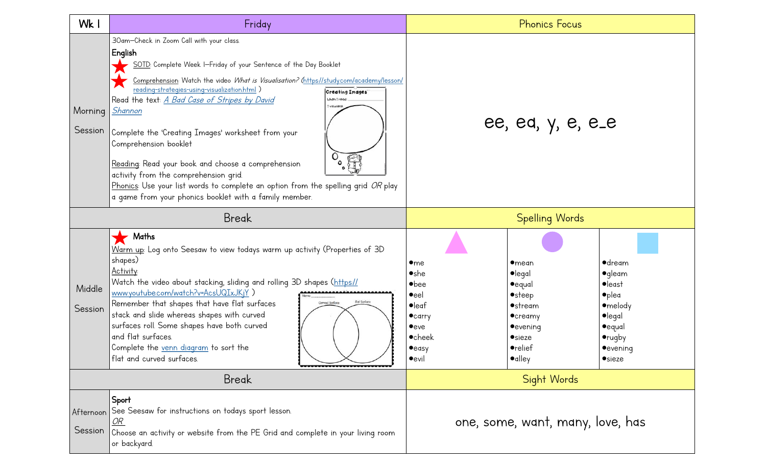| Wk 1 | Friday | Phonics Focus | | |
|---|---|---|---|---|
| Morning Session | 30am–Check in Zoom Call with your class.<br>**English**<br>SOTD: Complete Week 1–Friday of your Sentence of the Day Booklet<br>Comprehension: Watch the video *What is Visualisation?* (https://study.com/academy/lesson/reading-strategies-using-visualization.html )<br>Read the text: *A Bad Case of Stripes by David Shannon*<br><br>Complete the 'Creating Images' worksheet from your Comprehension booklet<br><br>Reading: Read your book and choose a comprehension activity from the comprehension grid.<br>Phonics: Use your list words to complete an option from the spelling grid *OR* play a game from your phonics booklet with a family member. | ee, ea, y, e, e_e | | |
| Break | | Spelling Words | | |
| Middle Session | **Maths**<br>Warm up: Log onto Seesaw to view todays warm up activity (Properties of 3D shapes)<br>Activity:<br>Watch the video about stacking, sliding and rolling 3D shapes (https://www.youtube.com/watch?v=AcsUQIxJKjY )<br>Remember that shapes that have flat surfaces stack and slide whereas shapes with curved surfaces roll. Some shapes have both curved and flat surfaces.<br>Complete the venn diagram to sort the flat and curved surfaces. | ●me<br>●she<br>●bee<br>●eel<br>●leaf<br>●carry<br>●eve<br>●cheek<br>●easy<br>●evil | ●mean<br>●legal<br>●equal<br>●steep<br>●stream<br>●creamy<br>●evening<br>●sieze<br>●relief<br>●alley | ●dream<br>●gleam<br>●least<br>●plea<br>●melody<br>●legal<br>●equal<br>●rugby<br>●evening<br>●sieze |
| Break | | Sight Words | | |
| Afternoon Session | **Sport**<br>See Seesaw for instructions on todays sport lesson.<br>*OR*<br>Choose an activity or website from the PE Grid and complete in your living room or backyard. | one, some, want, many, love, has | | |